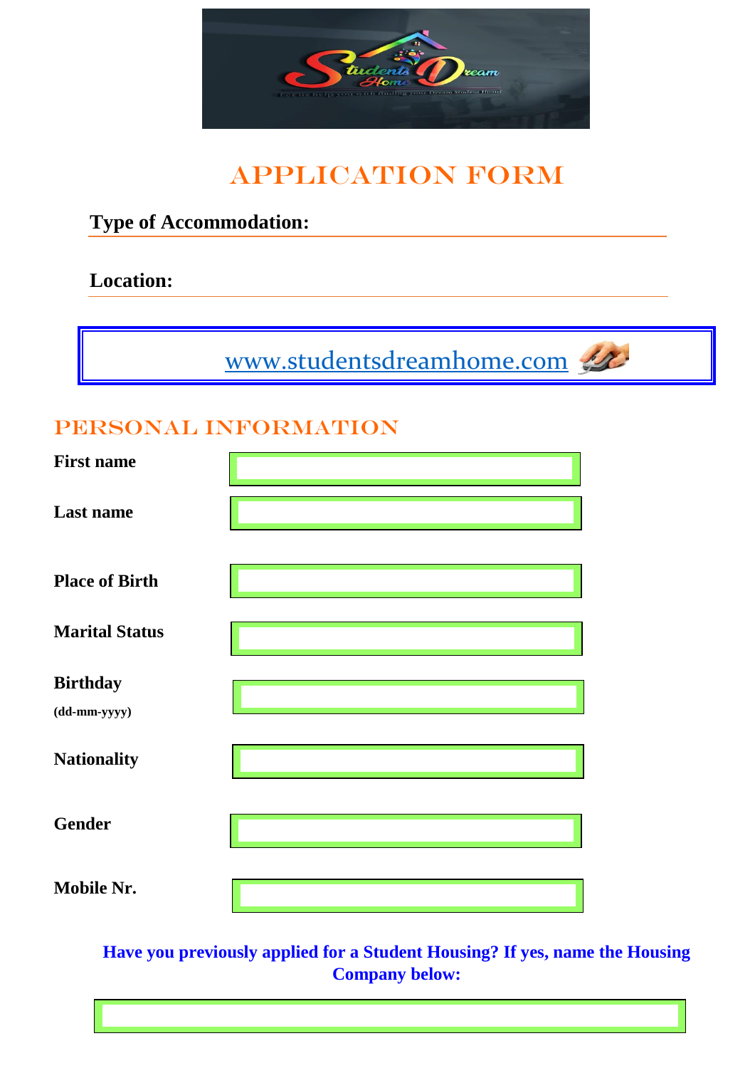# APPLICATION FORM

**Type of Accommodation:**

**Location:**

www.studentsdreamhome.com

## PERSONAL INFORMATION

| | |
|---|---|
| **First name** | |
| **Last name** | |
| **Place of Birth** | |
| **Marital Status** | |
| **Birthday** (dd-mm-yyyy) | |
| **Nationality** | |
| **Gender** | |
| **Mobile Nr.** | |

**Have you previously applied for a Student Housing? If yes, name the Housing Company below:**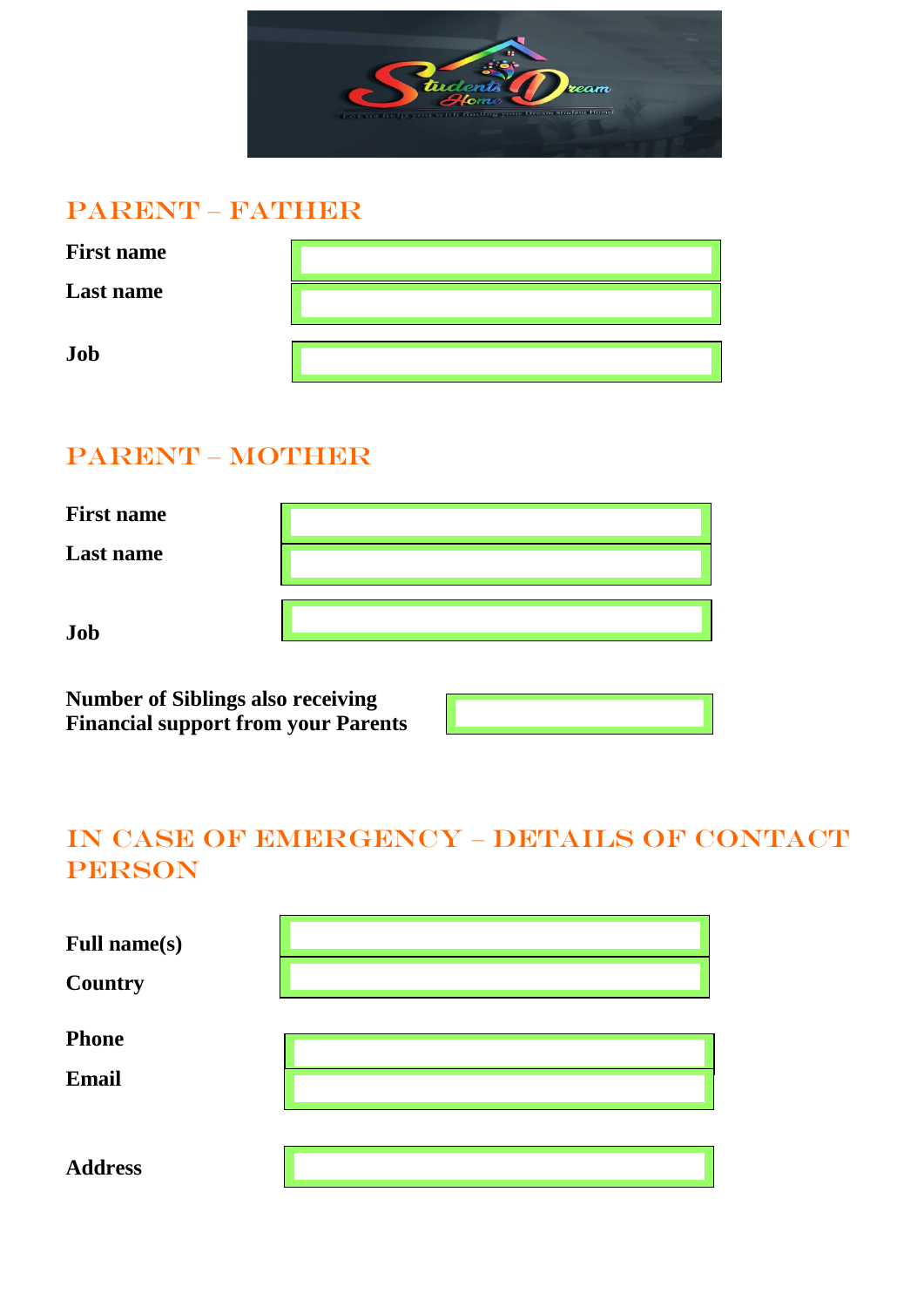## PARENT – FATHER

**First name**

**Last name**

**Job**

## PARENT – MOTHER

**First name**

**Last name**

**Job**

**Number of Siblings also receiving Financial support from your Parents**

## IN CASE OF EMERGENCY – DETAILS OF CONTACT PERSON

**Full name(s)**

**Country**

**Phone**

**Email**

**Address**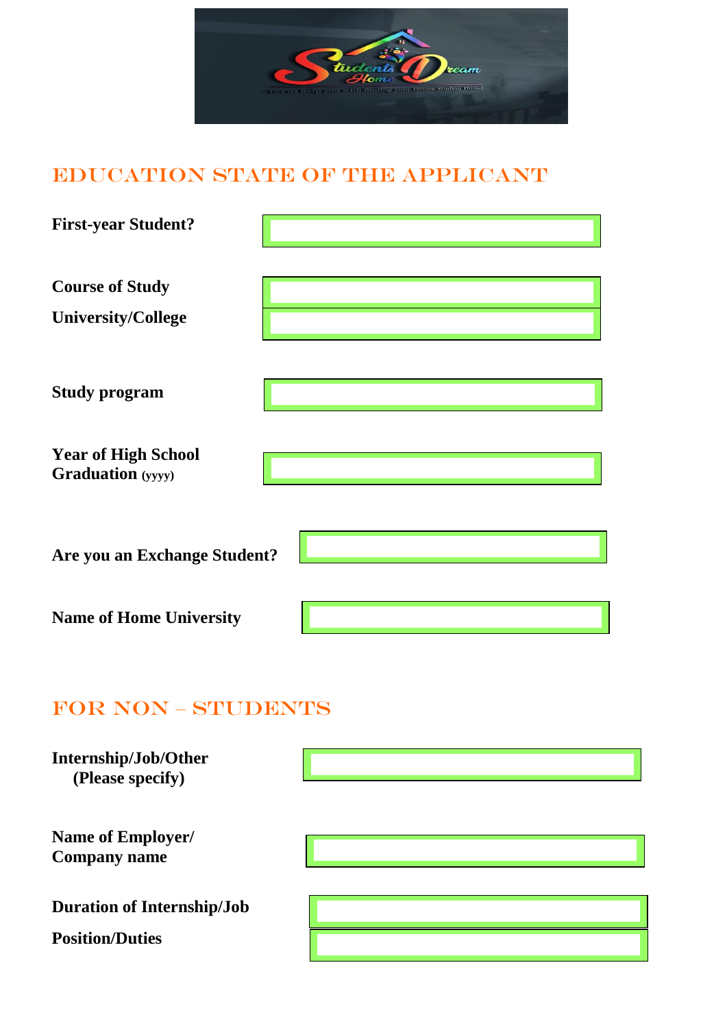## EDUCATION STATE OF THE APPLICANT

**First-year Student?**

**Course of Study**

**University/College**

**Study program**

**Year of High School Graduation** (yyyy)

**Are you an Exchange Student?**

**Name of Home University**

## FOR NON – STUDENTS

**Internship/Job/Other (Please specify)**

**Name of Employer/ Company name**

**Duration of Internship/Job**

**Position/Duties**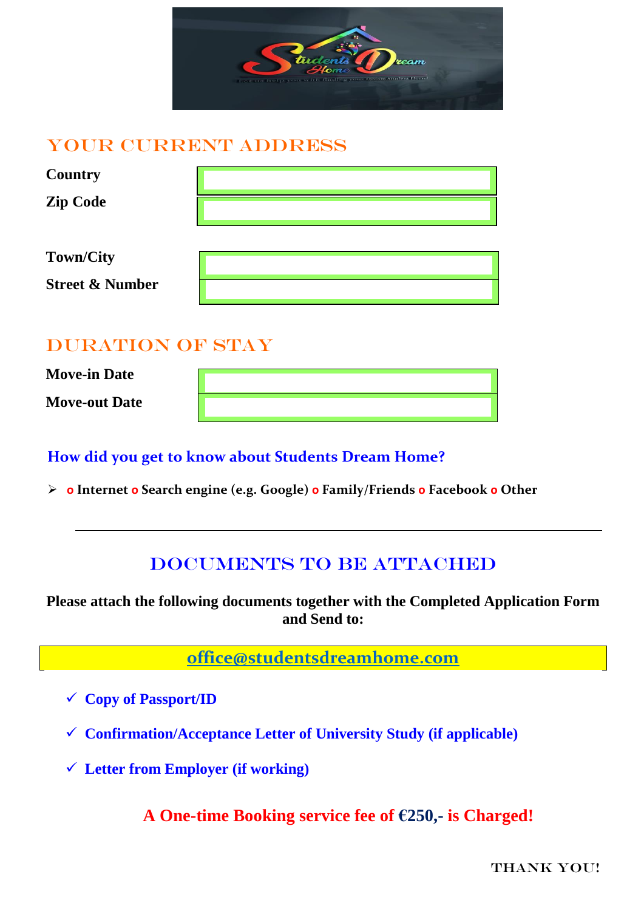## YOUR CURRENT ADDRESS

| | |
|---|---|
| **Country** | |
| **Zip Code** | |
| **Town/City** | |
| **Street & Number** | |

## DURATION OF STAY

| | |
|---|---|
| **Move-in Date** | |
| **Move-out Date** | |

### How did you get to know about Students Dream Home?

- o **Internet** o **Search engine (e.g. Google)** o **Family/Friends** o **Facebook** o **Other**

---

## DOCUMENTS TO BE ATTACHED

**Please attach the following documents together with the Completed Application Form and Send to:**

**office@studentsdreamhome.com**

- ✓ **Copy of Passport/ID**
- ✓ **Confirmation/Acceptance Letter of University Study (if applicable)**
- ✓ **Letter from Employer (if working)**

**A One-time Booking service fee of €250,- is Charged!**

THANK YOU!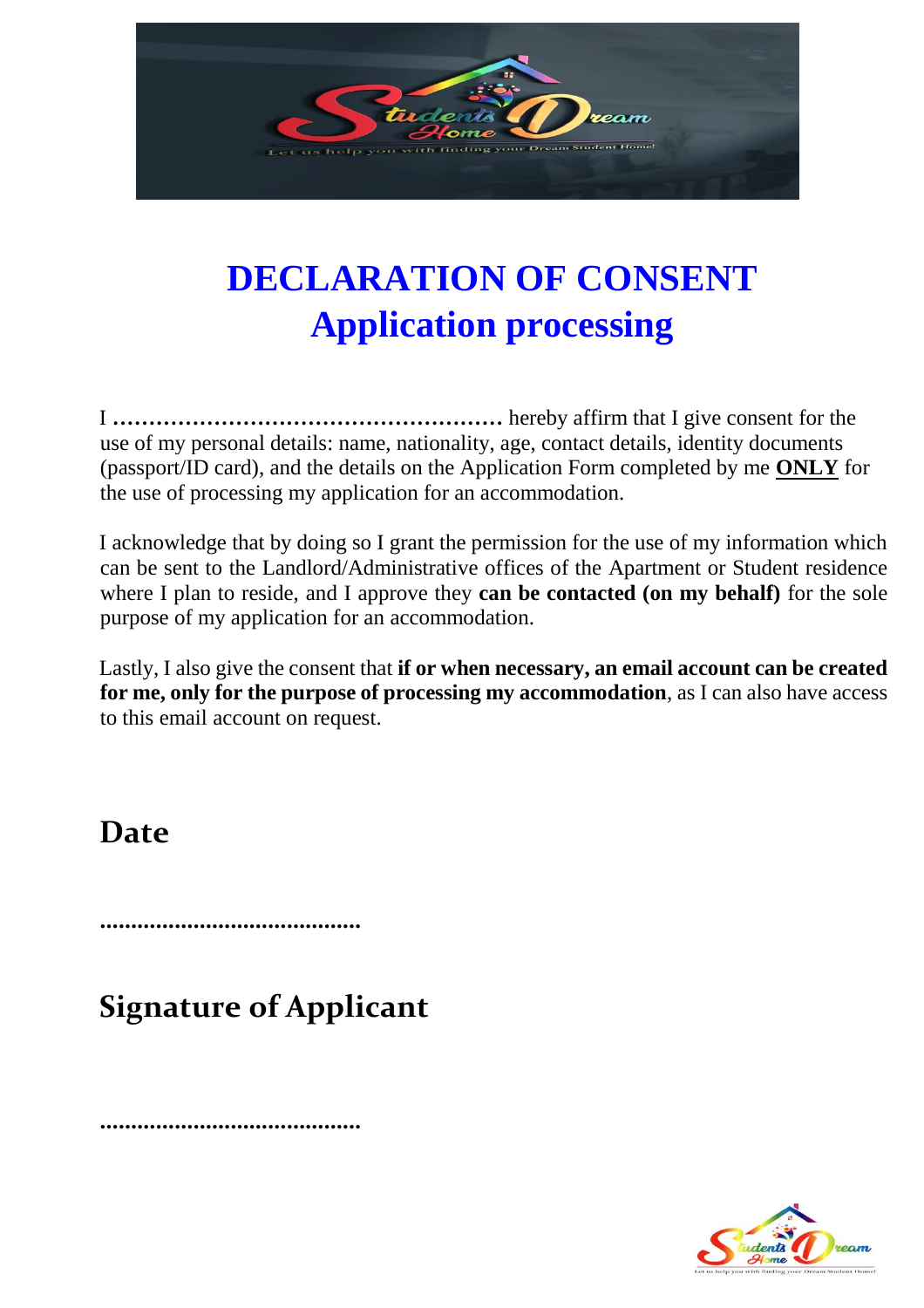# DECLARATION OF CONSENT
# Application processing

I ……………………………………………… hereby affirm that I give consent for the use of my personal details: name, nationality, age, contact details, identity documents (passport/ID card), and the details on the Application Form completed by me **ONLY** for the use of processing my application for an accommodation.

I acknowledge that by doing so I grant the permission for the use of my information which can be sent to the Landlord/Administrative offices of the Apartment or Student residence where I plan to reside, and I approve they **can be contacted (on my behalf)** for the sole purpose of my application for an accommodation.

Lastly, I also give the consent that **if or when necessary, an email account can be created for me, only for the purpose of processing my accommodation**, as I can also have access to this email account on request.

## Date

……………………………………

## Signature of Applicant

……………………………………